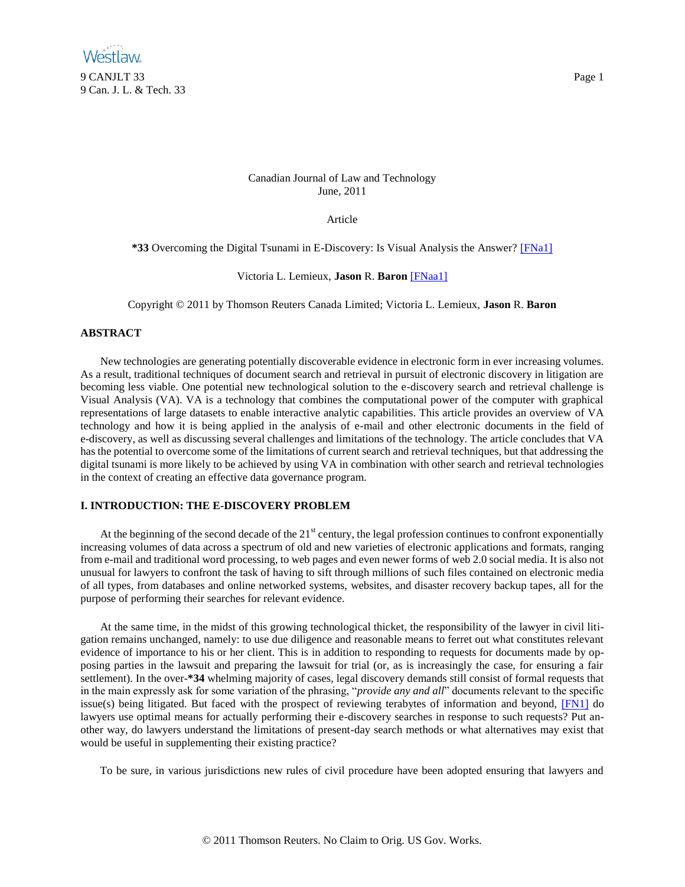Canadian Journal of Law and Technology
June, 2011

Article

**\*33** Overcoming the Digital Tsunami in E-Discovery: Is Visual Analysis the Answer? [FNa1]

Victoria L. Lemieux, **Jason** R. **Baron** [FNaa1]

Copyright © 2011 by Thomson Reuters Canada Limited; Victoria L. Lemieux, **Jason** R. **Baron**

## ABSTRACT

New technologies are generating potentially discoverable evidence in electronic form in ever increasing volumes. As a result, traditional techniques of document search and retrieval in pursuit of electronic discovery in litigation are becoming less viable. One potential new technological solution to the e-discovery search and retrieval challenge is Visual Analysis (VA). VA is a technology that combines the computational power of the computer with graphical representations of large datasets to enable interactive analytic capabilities. This article provides an overview of VA technology and how it is being applied in the analysis of e-mail and other electronic documents in the field of e-discovery, as well as discussing several challenges and limitations of the technology. The article concludes that VA has the potential to overcome some of the limitations of current search and retrieval techniques, but that addressing the digital tsunami is more likely to be achieved by using VA in combination with other search and retrieval technologies in the context of creating an effective data governance program.

## I. INTRODUCTION: THE E-DISCOVERY PROBLEM

At the beginning of the second decade of the 21st century, the legal profession continues to confront exponentially increasing volumes of data across a spectrum of old and new varieties of electronic applications and formats, ranging from e-mail and traditional word processing, to web pages and even newer forms of web 2.0 social media. It is also not unusual for lawyers to confront the task of having to sift through millions of such files contained on electronic media of all types, from databases and online networked systems, websites, and disaster recovery backup tapes, all for the purpose of performing their searches for relevant evidence.

At the same time, in the midst of this growing technological thicket, the responsibility of the lawyer in civil litigation remains unchanged, namely: to use due diligence and reasonable means to ferret out what constitutes relevant evidence of importance to his or her client. This is in addition to responding to requests for documents made by opposing parties in the lawsuit and preparing the lawsuit for trial (or, as is increasingly the case, for ensuring a fair settlement). In the over-**\*34** whelming majority of cases, legal discovery demands still consist of formal requests that in the main expressly ask for some variation of the phrasing, "*provide any and all*" documents relevant to the specific issue(s) being litigated. But faced with the prospect of reviewing terabytes of information and beyond, [FN1] do lawyers use optimal means for actually performing their e-discovery searches in response to such requests? Put another way, do lawyers understand the limitations of present-day search methods or what alternatives may exist that would be useful in supplementing their existing practice?

To be sure, in various jurisdictions new rules of civil procedure have been adopted ensuring that lawyers and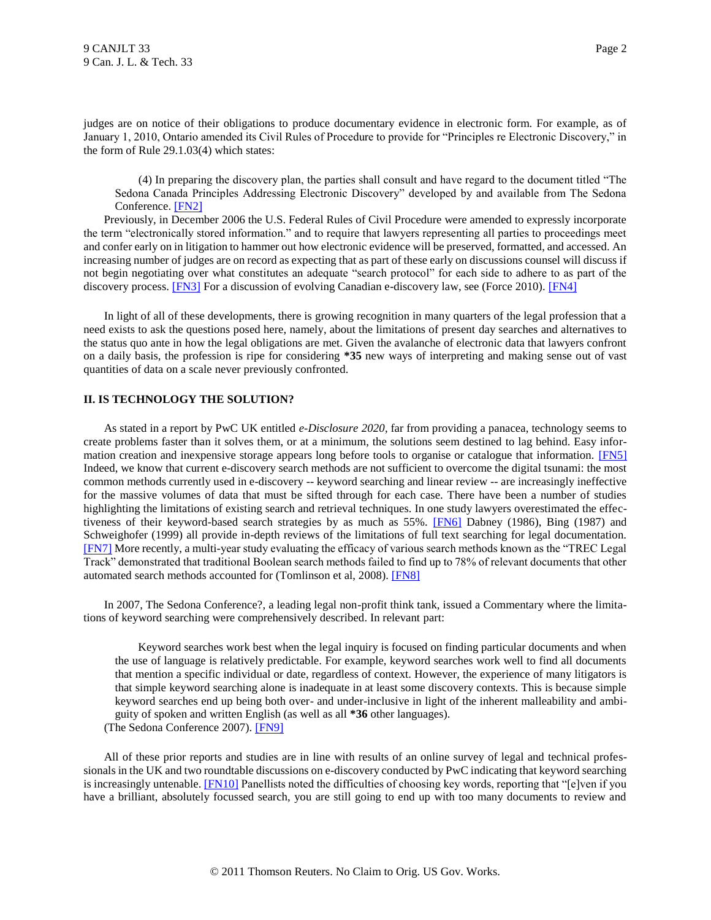judges are on notice of their obligations to produce documentary evidence in electronic form. For example, as of January 1, 2010, Ontario amended its Civil Rules of Procedure to provide for "Principles re Electronic Discovery," in the form of Rule 29.1.03(4) which states:

> (4) In preparing the discovery plan, the parties shall consult and have regard to the document titled "The Sedona Canada Principles Addressing Electronic Discovery" developed by and available from The Sedona Conference. [FN2]

Previously, in December 2006 the U.S. Federal Rules of Civil Procedure were amended to expressly incorporate the term "electronically stored information." and to require that lawyers representing all parties to proceedings meet and confer early on in litigation to hammer out how electronic evidence will be preserved, formatted, and accessed. An increasing number of judges are on record as expecting that as part of these early on discussions counsel will discuss if not begin negotiating over what constitutes an adequate "search protocol" for each side to adhere to as part of the discovery process. [FN3] For a discussion of evolving Canadian e-discovery law, see (Force 2010). [FN4]

In light of all of these developments, there is growing recognition in many quarters of the legal profession that a need exists to ask the questions posed here, namely, about the limitations of present day searches and alternatives to the status quo ante in how the legal obligations are met. Given the avalanche of electronic data that lawyers confront on a daily basis, the profession is ripe for considering **\*35** new ways of interpreting and making sense out of vast quantities of data on a scale never previously confronted.

## II. IS TECHNOLOGY THE SOLUTION?

As stated in a report by PwC UK entitled *e-Disclosure 2020*, far from providing a panacea, technology seems to create problems faster than it solves them, or at a minimum, the solutions seem destined to lag behind. Easy information creation and inexpensive storage appears long before tools to organise or catalogue that information. [FN5] Indeed, we know that current e-discovery search methods are not sufficient to overcome the digital tsunami: the most common methods currently used in e-discovery -- keyword searching and linear review -- are increasingly ineffective for the massive volumes of data that must be sifted through for each case. There have been a number of studies highlighting the limitations of existing search and retrieval techniques. In one study lawyers overestimated the effectiveness of their keyword-based search strategies by as much as 55%. [FN6] Dabney (1986), Bing (1987) and Schweighofer (1999) all provide in-depth reviews of the limitations of full text searching for legal documentation. [FN7] More recently, a multi-year study evaluating the efficacy of various search methods known as the "TREC Legal Track" demonstrated that traditional Boolean search methods failed to find up to 78% of relevant documents that other automated search methods accounted for (Tomlinson et al, 2008). [FN8]

In 2007, The Sedona Conference?, a leading legal non-profit think tank, issued a Commentary where the limitations of keyword searching were comprehensively described. In relevant part:

> Keyword searches work best when the legal inquiry is focused on finding particular documents and when the use of language is relatively predictable. For example, keyword searches work well to find all documents that mention a specific individual or date, regardless of context. However, the experience of many litigators is that simple keyword searching alone is inadequate in at least some discovery contexts. This is because simple keyword searches end up being both over- and under-inclusive in light of the inherent malleability and ambiguity of spoken and written English (as well as all **\*36** other languages).

(The Sedona Conference 2007). [FN9]

All of these prior reports and studies are in line with results of an online survey of legal and technical professionals in the UK and two roundtable discussions on e-discovery conducted by PwC indicating that keyword searching is increasingly untenable. [FN10] Panellists noted the difficulties of choosing key words, reporting that "[e]ven if you have a brilliant, absolutely focussed search, you are still going to end up with too many documents to review and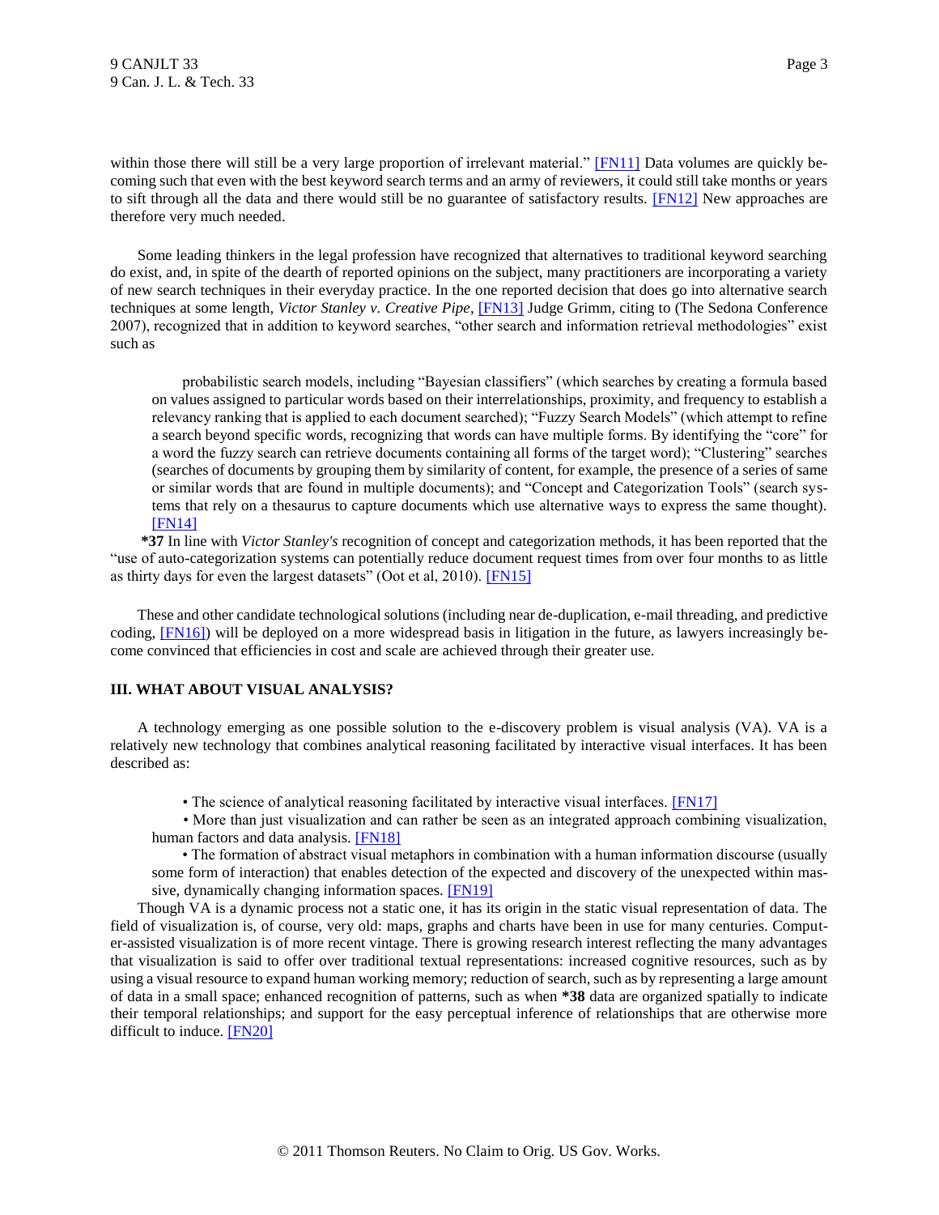within those there will still be a very large proportion of irrelevant material." [FN11] Data volumes are quickly becoming such that even with the best keyword search terms and an army of reviewers, it could still take months or years to sift through all the data and there would still be no guarantee of satisfactory results. [FN12] New approaches are therefore very much needed.

Some leading thinkers in the legal profession have recognized that alternatives to traditional keyword searching do exist, and, in spite of the dearth of reported opinions on the subject, many practitioners are incorporating a variety of new search techniques in their everyday practice. In the one reported decision that does go into alternative search techniques at some length, *Victor Stanley v. Creative Pipe*, [FN13] Judge Grimm, citing to (The Sedona Conference 2007), recognized that in addition to keyword searches, "other search and information retrieval methodologies" exist such as

> probabilistic search models, including "Bayesian classifiers" (which searches by creating a formula based on values assigned to particular words based on their interrelationships, proximity, and frequency to establish a relevancy ranking that is applied to each document searched); "Fuzzy Search Models" (which attempt to refine a search beyond specific words, recognizing that words can have multiple forms. By identifying the "core" for a word the fuzzy search can retrieve documents containing all forms of the target word); "Clustering" searches (searches of documents by grouping them by similarity of content, for example, the presence of a series of same or similar words that are found in multiple documents); and "Concept and Categorization Tools" (search systems that rely on a thesaurus to capture documents which use alternative ways to express the same thought). [FN14]

**\*37** In line with *Victor Stanley's* recognition of concept and categorization methods, it has been reported that the "use of auto-categorization systems can potentially reduce document request times from over four months to as little as thirty days for even the largest datasets" (Oot et al, 2010). [FN15]

These and other candidate technological solutions (including near de-duplication, e-mail threading, and predictive coding, [FN16]) will be deployed on a more widespread basis in litigation in the future, as lawyers increasingly become convinced that efficiencies in cost and scale are achieved through their greater use.

### III. WHAT ABOUT VISUAL ANALYSIS?

A technology emerging as one possible solution to the e-discovery problem is visual analysis (VA). VA is a relatively new technology that combines analytical reasoning facilitated by interactive visual interfaces. It has been described as:

- The science of analytical reasoning facilitated by interactive visual interfaces. [FN17]
- More than just visualization and can rather be seen as an integrated approach combining visualization, human factors and data analysis. [FN18]
- The formation of abstract visual metaphors in combination with a human information discourse (usually some form of interaction) that enables detection of the expected and discovery of the unexpected within massive, dynamically changing information spaces. [FN19]

Though VA is a dynamic process not a static one, it has its origin in the static visual representation of data. The field of visualization is, of course, very old: maps, graphs and charts have been in use for many centuries. Computer-assisted visualization is of more recent vintage. There is growing research interest reflecting the many advantages that visualization is said to offer over traditional textual representations: increased cognitive resources, such as by using a visual resource to expand human working memory; reduction of search, such as by representing a large amount of data in a small space; enhanced recognition of patterns, such as when **\*38** data are organized spatially to indicate their temporal relationships; and support for the easy perceptual inference of relationships that are otherwise more difficult to induce. [FN20]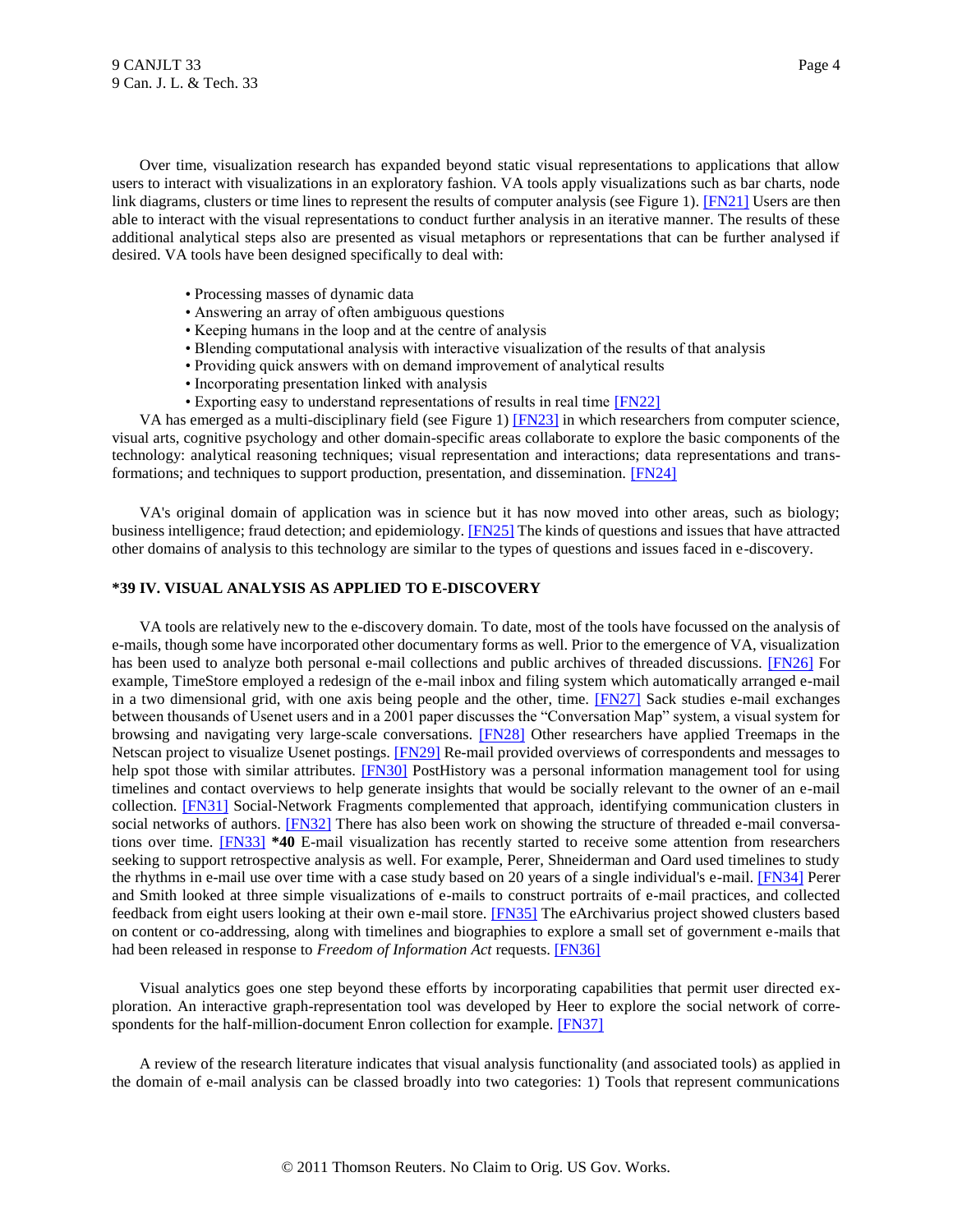Over time, visualization research has expanded beyond static visual representations to applications that allow users to interact with visualizations in an exploratory fashion. VA tools apply visualizations such as bar charts, node link diagrams, clusters or time lines to represent the results of computer analysis (see Figure 1). [FN21] Users are then able to interact with the visual representations to conduct further analysis in an iterative manner. The results of these additional analytical steps also are presented as visual metaphors or representations that can be further analysed if desired. VA tools have been designed specifically to deal with:

- Processing masses of dynamic data
- Answering an array of often ambiguous questions
- Keeping humans in the loop and at the centre of analysis
- Blending computational analysis with interactive visualization of the results of that analysis
- Providing quick answers with on demand improvement of analytical results
- Incorporating presentation linked with analysis
- Exporting easy to understand representations of results in real time [FN22]

VA has emerged as a multi-disciplinary field (see Figure 1) [FN23] in which researchers from computer science, visual arts, cognitive psychology and other domain-specific areas collaborate to explore the basic components of the technology: analytical reasoning techniques; visual representation and interactions; data representations and transformations; and techniques to support production, presentation, and dissemination. [FN24]

VA's original domain of application was in science but it has now moved into other areas, such as biology; business intelligence; fraud detection; and epidemiology. [FN25] The kinds of questions and issues that have attracted other domains of analysis to this technology are similar to the types of questions and issues faced in e-discovery.

## *39 IV. VISUAL ANALYSIS AS APPLIED TO E-DISCOVERY

VA tools are relatively new to the e-discovery domain. To date, most of the tools have focussed on the analysis of e-mails, though some have incorporated other documentary forms as well. Prior to the emergence of VA, visualization has been used to analyze both personal e-mail collections and public archives of threaded discussions. [FN26] For example, TimeStore employed a redesign of the e-mail inbox and filing system which automatically arranged e-mail in a two dimensional grid, with one axis being people and the other, time. [FN27] Sack studies e-mail exchanges between thousands of Usenet users and in a 2001 paper discusses the "Conversation Map" system, a visual system for browsing and navigating very large-scale conversations. [FN28] Other researchers have applied Treemaps in the Netscan project to visualize Usenet postings. [FN29] Re-mail provided overviews of correspondents and messages to help spot those with similar attributes. [FN30] PostHistory was a personal information management tool for using timelines and contact overviews to help generate insights that would be socially relevant to the owner of an e-mail collection. [FN31] Social-Network Fragments complemented that approach, identifying communication clusters in social networks of authors. [FN32] There has also been work on showing the structure of threaded e-mail conversations over time. [FN33] **\*40** E-mail visualization has recently started to receive some attention from researchers seeking to support retrospective analysis as well. For example, Perer, Shneiderman and Oard used timelines to study the rhythms in e-mail use over time with a case study based on 20 years of a single individual's e-mail. [FN34] Perer and Smith looked at three simple visualizations of e-mails to construct portraits of e-mail practices, and collected feedback from eight users looking at their own e-mail store. [FN35] The eArchivarius project showed clusters based on content or co-addressing, along with timelines and biographies to explore a small set of government e-mails that had been released in response to *Freedom of Information Act* requests. [FN36]

Visual analytics goes one step beyond these efforts by incorporating capabilities that permit user directed exploration. An interactive graph-representation tool was developed by Heer to explore the social network of correspondents for the half-million-document Enron collection for example. [FN37]

A review of the research literature indicates that visual analysis functionality (and associated tools) as applied in the domain of e-mail analysis can be classed broadly into two categories: 1) Tools that represent communications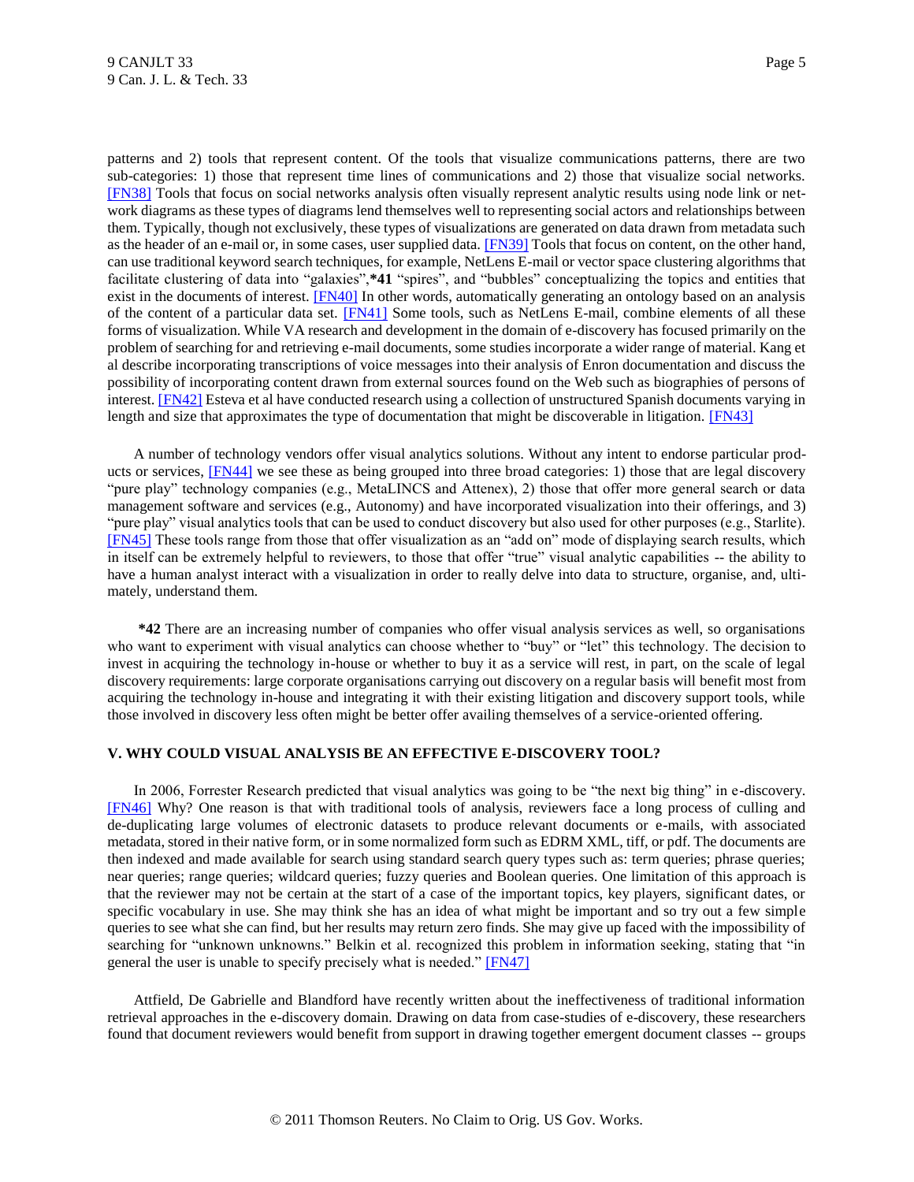patterns and 2) tools that represent content. Of the tools that visualize communications patterns, there are two sub-categories: 1) those that represent time lines of communications and 2) those that visualize social networks. [FN38] Tools that focus on social networks analysis often visually represent analytic results using node link or network diagrams as these types of diagrams lend themselves well to representing social actors and relationships between them. Typically, though not exclusively, these types of visualizations are generated on data drawn from metadata such as the header of an e-mail or, in some cases, user supplied data. [FN39] Tools that focus on content, on the other hand, can use traditional keyword search techniques, for example, NetLens E-mail or vector space clustering algorithms that facilitate clustering of data into "galaxies",**\*41** "spires", and "bubbles" conceptualizing the topics and entities that exist in the documents of interest. [FN40] In other words, automatically generating an ontology based on an analysis of the content of a particular data set. [FN41] Some tools, such as NetLens E-mail, combine elements of all these forms of visualization. While VA research and development in the domain of e-discovery has focused primarily on the problem of searching for and retrieving e-mail documents, some studies incorporate a wider range of material. Kang et al describe incorporating transcriptions of voice messages into their analysis of Enron documentation and discuss the possibility of incorporating content drawn from external sources found on the Web such as biographies of persons of interest. [FN42] Esteva et al have conducted research using a collection of unstructured Spanish documents varying in length and size that approximates the type of documentation that might be discoverable in litigation. [FN43]

A number of technology vendors offer visual analytics solutions. Without any intent to endorse particular products or services, [FN44] we see these as being grouped into three broad categories: 1) those that are legal discovery "pure play" technology companies (e.g., MetaLINCS and Attenex), 2) those that offer more general search or data management software and services (e.g., Autonomy) and have incorporated visualization into their offerings, and 3) "pure play" visual analytics tools that can be used to conduct discovery but also used for other purposes (e.g., Starlite). [FN45] These tools range from those that offer visualization as an "add on" mode of displaying search results, which in itself can be extremely helpful to reviewers, to those that offer "true" visual analytic capabilities -- the ability to have a human analyst interact with a visualization in order to really delve into data to structure, organise, and, ultimately, understand them.

**\*42** There are an increasing number of companies who offer visual analysis services as well, so organisations who want to experiment with visual analytics can choose whether to "buy" or "let" this technology. The decision to invest in acquiring the technology in-house or whether to buy it as a service will rest, in part, on the scale of legal discovery requirements: large corporate organisations carrying out discovery on a regular basis will benefit most from acquiring the technology in-house and integrating it with their existing litigation and discovery support tools, while those involved in discovery less often might be better offer availing themselves of a service-oriented offering.

## V. WHY COULD VISUAL ANALYSIS BE AN EFFECTIVE E-DISCOVERY TOOL?

In 2006, Forrester Research predicted that visual analytics was going to be "the next big thing" in e-discovery. [FN46] Why? One reason is that with traditional tools of analysis, reviewers face a long process of culling and de-duplicating large volumes of electronic datasets to produce relevant documents or e-mails, with associated metadata, stored in their native form, or in some normalized form such as EDRM XML, tiff, or pdf. The documents are then indexed and made available for search using standard search query types such as: term queries; phrase queries; near queries; range queries; wildcard queries; fuzzy queries and Boolean queries. One limitation of this approach is that the reviewer may not be certain at the start of a case of the important topics, key players, significant dates, or specific vocabulary in use. She may think she has an idea of what might be important and so try out a few simple queries to see what she can find, but her results may return zero finds. She may give up faced with the impossibility of searching for "unknown unknowns." Belkin et al. recognized this problem in information seeking, stating that "in general the user is unable to specify precisely what is needed." [FN47]

Attfield, De Gabrielle and Blandford have recently written about the ineffectiveness of traditional information retrieval approaches in the e-discovery domain. Drawing on data from case-studies of e-discovery, these researchers found that document reviewers would benefit from support in drawing together emergent document classes -- groups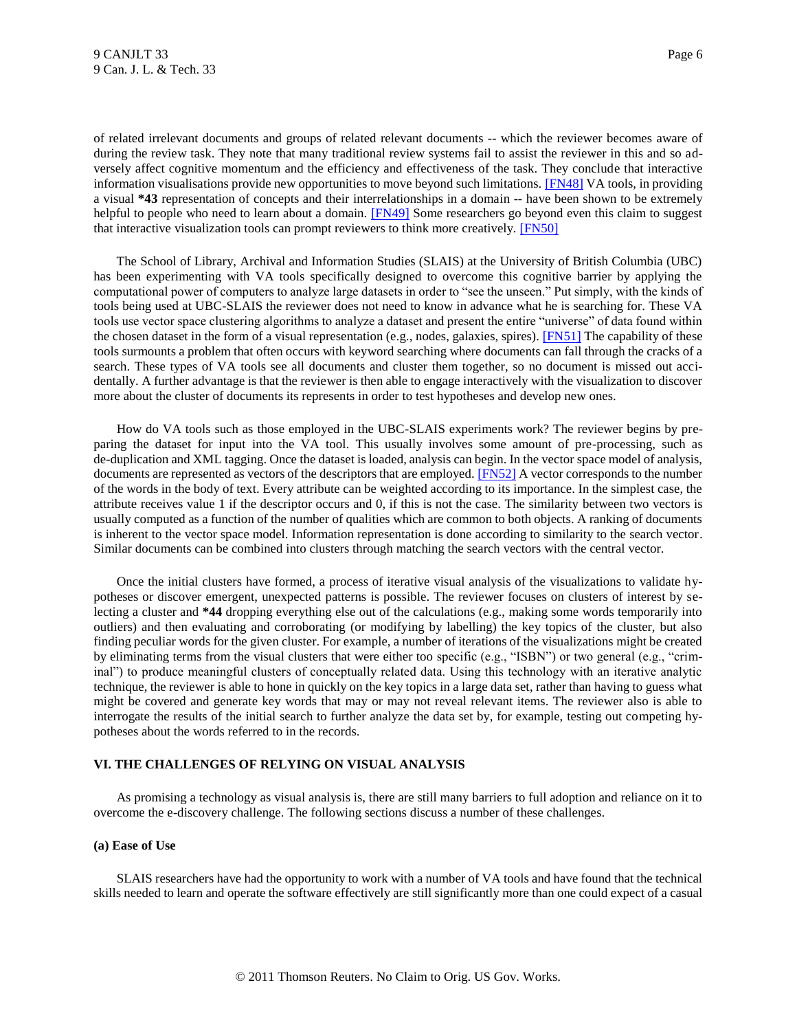of related irrelevant documents and groups of related relevant documents -- which the reviewer becomes aware of during the review task. They note that many traditional review systems fail to assist the reviewer in this and so adversely affect cognitive momentum and the efficiency and effectiveness of the task. They conclude that interactive information visualisations provide new opportunities to move beyond such limitations. [FN48] VA tools, in providing a visual **\*43** representation of concepts and their interrelationships in a domain -- have been shown to be extremely helpful to people who need to learn about a domain. [FN49] Some researchers go beyond even this claim to suggest that interactive visualization tools can prompt reviewers to think more creatively. [FN50]

The School of Library, Archival and Information Studies (SLAIS) at the University of British Columbia (UBC) has been experimenting with VA tools specifically designed to overcome this cognitive barrier by applying the computational power of computers to analyze large datasets in order to "see the unseen." Put simply, with the kinds of tools being used at UBC-SLAIS the reviewer does not need to know in advance what he is searching for. These VA tools use vector space clustering algorithms to analyze a dataset and present the entire "universe" of data found within the chosen dataset in the form of a visual representation (e.g., nodes, galaxies, spires). [FN51] The capability of these tools surmounts a problem that often occurs with keyword searching where documents can fall through the cracks of a search. These types of VA tools see all documents and cluster them together, so no document is missed out accidentally. A further advantage is that the reviewer is then able to engage interactively with the visualization to discover more about the cluster of documents its represents in order to test hypotheses and develop new ones.

How do VA tools such as those employed in the UBC-SLAIS experiments work? The reviewer begins by preparing the dataset for input into the VA tool. This usually involves some amount of pre-processing, such as de-duplication and XML tagging. Once the dataset is loaded, analysis can begin. In the vector space model of analysis, documents are represented as vectors of the descriptors that are employed. [FN52] A vector corresponds to the number of the words in the body of text. Every attribute can be weighted according to its importance. In the simplest case, the attribute receives value 1 if the descriptor occurs and 0, if this is not the case. The similarity between two vectors is usually computed as a function of the number of qualities which are common to both objects. A ranking of documents is inherent to the vector space model. Information representation is done according to similarity to the search vector. Similar documents can be combined into clusters through matching the search vectors with the central vector.

Once the initial clusters have formed, a process of iterative visual analysis of the visualizations to validate hypotheses or discover emergent, unexpected patterns is possible. The reviewer focuses on clusters of interest by selecting a cluster and **\*44** dropping everything else out of the calculations (e.g., making some words temporarily into outliers) and then evaluating and corroborating (or modifying by labelling) the key topics of the cluster, but also finding peculiar words for the given cluster. For example, a number of iterations of the visualizations might be created by eliminating terms from the visual clusters that were either too specific (e.g., "ISBN") or two general (e.g., "criminal") to produce meaningful clusters of conceptually related data. Using this technology with an iterative analytic technique, the reviewer is able to hone in quickly on the key topics in a large data set, rather than having to guess what might be covered and generate key words that may or may not reveal relevant items. The reviewer also is able to interrogate the results of the initial search to further analyze the data set by, for example, testing out competing hypotheses about the words referred to in the records.

## VI. THE CHALLENGES OF RELYING ON VISUAL ANALYSIS

As promising a technology as visual analysis is, there are still many barriers to full adoption and reliance on it to overcome the e-discovery challenge. The following sections discuss a number of these challenges.

### (a) Ease of Use

SLAIS researchers have had the opportunity to work with a number of VA tools and have found that the technical skills needed to learn and operate the software effectively are still significantly more than one could expect of a casual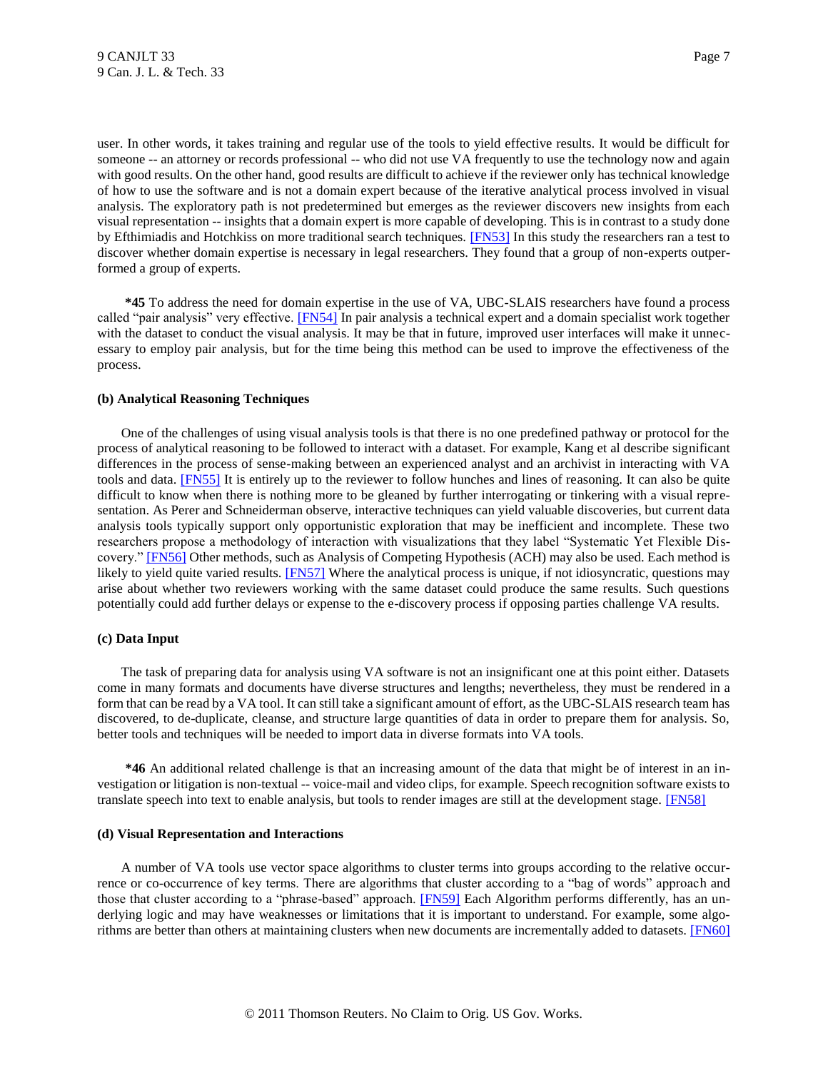user. In other words, it takes training and regular use of the tools to yield effective results. It would be difficult for someone -- an attorney or records professional -- who did not use VA frequently to use the technology now and again with good results. On the other hand, good results are difficult to achieve if the reviewer only has technical knowledge of how to use the software and is not a domain expert because of the iterative analytical process involved in visual analysis. The exploratory path is not predetermined but emerges as the reviewer discovers new insights from each visual representation -- insights that a domain expert is more capable of developing. This is in contrast to a study done by Efthimiadis and Hotchkiss on more traditional search techniques. [FN53] In this study the researchers ran a test to discover whether domain expertise is necessary in legal researchers. They found that a group of non-experts outperformed a group of experts.

**\*45** To address the need for domain expertise in the use of VA, UBC-SLAIS researchers have found a process called "pair analysis" very effective. [FN54] In pair analysis a technical expert and a domain specialist work together with the dataset to conduct the visual analysis. It may be that in future, improved user interfaces will make it unnecessary to employ pair analysis, but for the time being this method can be used to improve the effectiveness of the process.

**(b) Analytical Reasoning Techniques**

One of the challenges of using visual analysis tools is that there is no one predefined pathway or protocol for the process of analytical reasoning to be followed to interact with a dataset. For example, Kang et al describe significant differences in the process of sense-making between an experienced analyst and an archivist in interacting with VA tools and data. [FN55] It is entirely up to the reviewer to follow hunches and lines of reasoning. It can also be quite difficult to know when there is nothing more to be gleaned by further interrogating or tinkering with a visual representation. As Perer and Schneiderman observe, interactive techniques can yield valuable discoveries, but current data analysis tools typically support only opportunistic exploration that may be inefficient and incomplete. These two researchers propose a methodology of interaction with visualizations that they label "Systematic Yet Flexible Discovery." [FN56] Other methods, such as Analysis of Competing Hypothesis (ACH) may also be used. Each method is likely to yield quite varied results. [FN57] Where the analytical process is unique, if not idiosyncratic, questions may arise about whether two reviewers working with the same dataset could produce the same results. Such questions potentially could add further delays or expense to the e-discovery process if opposing parties challenge VA results.

**(c) Data Input**

The task of preparing data for analysis using VA software is not an insignificant one at this point either. Datasets come in many formats and documents have diverse structures and lengths; nevertheless, they must be rendered in a form that can be read by a VA tool. It can still take a significant amount of effort, as the UBC-SLAIS research team has discovered, to de-duplicate, cleanse, and structure large quantities of data in order to prepare them for analysis. So, better tools and techniques will be needed to import data in diverse formats into VA tools.

**\*46** An additional related challenge is that an increasing amount of the data that might be of interest in an investigation or litigation is non-textual -- voice-mail and video clips, for example. Speech recognition software exists to translate speech into text to enable analysis, but tools to render images are still at the development stage. [FN58]

**(d) Visual Representation and Interactions**

A number of VA tools use vector space algorithms to cluster terms into groups according to the relative occurrence or co-occurrence of key terms. There are algorithms that cluster according to a "bag of words" approach and those that cluster according to a "phrase-based" approach. [FN59] Each Algorithm performs differently, has an underlying logic and may have weaknesses or limitations that it is important to understand. For example, some algorithms are better than others at maintaining clusters when new documents are incrementally added to datasets. [FN60]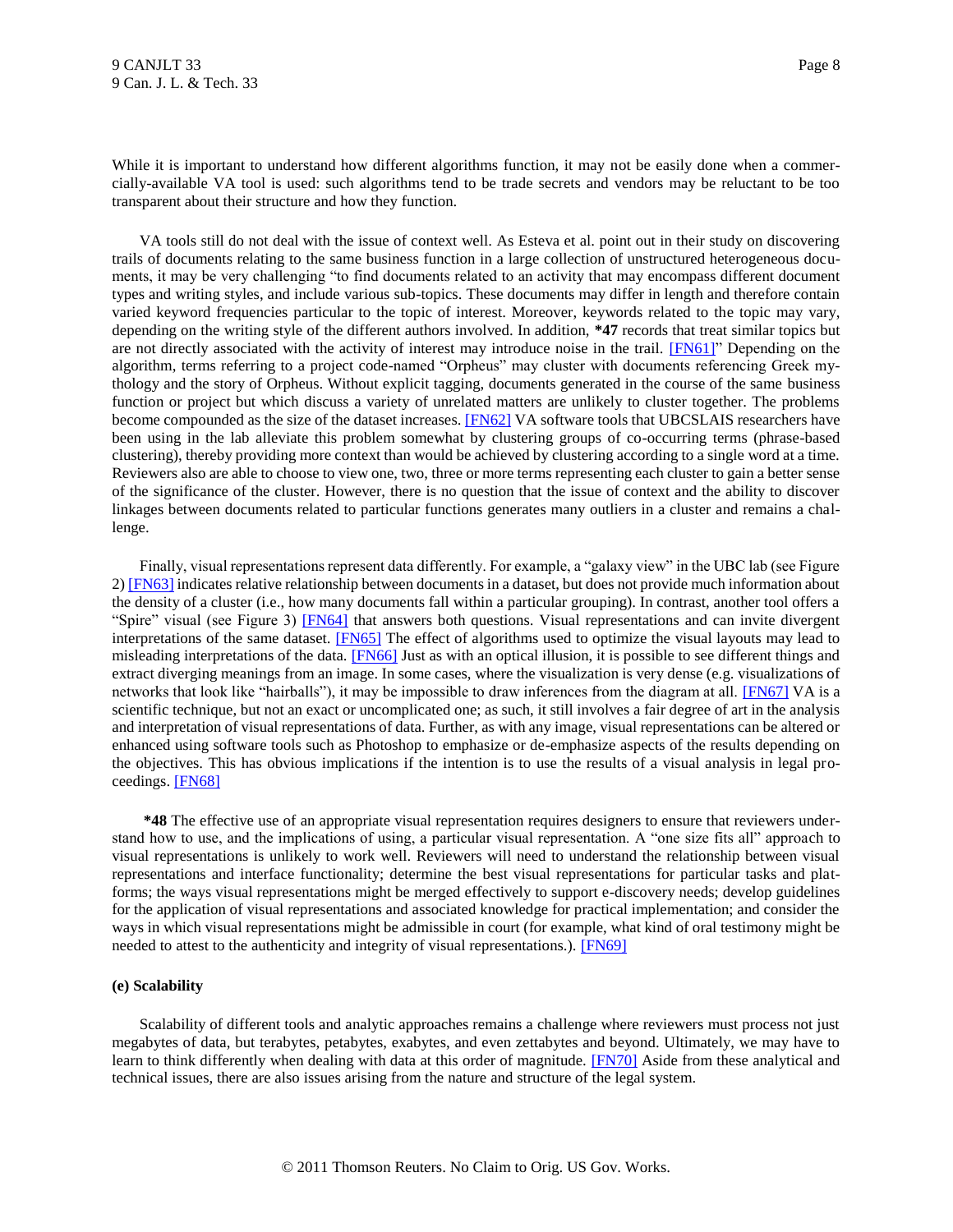While it is important to understand how different algorithms function, it may not be easily done when a commercially-available VA tool is used: such algorithms tend to be trade secrets and vendors may be reluctant to be too transparent about their structure and how they function.

VA tools still do not deal with the issue of context well. As Esteva et al. point out in their study on discovering trails of documents relating to the same business function in a large collection of unstructured heterogeneous documents, it may be very challenging "to find documents related to an activity that may encompass different document types and writing styles, and include various sub-topics. These documents may differ in length and therefore contain varied keyword frequencies particular to the topic of interest. Moreover, keywords related to the topic may vary, depending on the writing style of the different authors involved. In addition, **\*47** records that treat similar topics but are not directly associated with the activity of interest may introduce noise in the trail. [FN61]" Depending on the algorithm, terms referring to a project code-named "Orpheus" may cluster with documents referencing Greek mythology and the story of Orpheus. Without explicit tagging, documents generated in the course of the same business function or project but which discuss a variety of unrelated matters are unlikely to cluster together. The problems become compounded as the size of the dataset increases. [FN62] VA software tools that UBCSLAIS researchers have been using in the lab alleviate this problem somewhat by clustering groups of co-occurring terms (phrase-based clustering), thereby providing more context than would be achieved by clustering according to a single word at a time. Reviewers also are able to choose to view one, two, three or more terms representing each cluster to gain a better sense of the significance of the cluster. However, there is no question that the issue of context and the ability to discover linkages between documents related to particular functions generates many outliers in a cluster and remains a challenge.

Finally, visual representations represent data differently. For example, a "galaxy view" in the UBC lab (see Figure 2) [FN63] indicates relative relationship between documents in a dataset, but does not provide much information about the density of a cluster (i.e., how many documents fall within a particular grouping). In contrast, another tool offers a "Spire" visual (see Figure 3) [FN64] that answers both questions. Visual representations and can invite divergent interpretations of the same dataset. [FN65] The effect of algorithms used to optimize the visual layouts may lead to misleading interpretations of the data. [FN66] Just as with an optical illusion, it is possible to see different things and extract diverging meanings from an image. In some cases, where the visualization is very dense (e.g. visualizations of networks that look like "hairballs"), it may be impossible to draw inferences from the diagram at all. [FN67] VA is a scientific technique, but not an exact or uncomplicated one; as such, it still involves a fair degree of art in the analysis and interpretation of visual representations of data. Further, as with any image, visual representations can be altered or enhanced using software tools such as Photoshop to emphasize or de-emphasize aspects of the results depending on the objectives. This has obvious implications if the intention is to use the results of a visual analysis in legal proceedings. [FN68]

**\*48** The effective use of an appropriate visual representation requires designers to ensure that reviewers understand how to use, and the implications of using, a particular visual representation. A "one size fits all" approach to visual representations is unlikely to work well. Reviewers will need to understand the relationship between visual representations and interface functionality; determine the best visual representations for particular tasks and platforms; the ways visual representations might be merged effectively to support e-discovery needs; develop guidelines for the application of visual representations and associated knowledge for practical implementation; and consider the ways in which visual representations might be admissible in court (for example, what kind of oral testimony might be needed to attest to the authenticity and integrity of visual representations.). [FN69]

**(e) Scalability**

Scalability of different tools and analytic approaches remains a challenge where reviewers must process not just megabytes of data, but terabytes, petabytes, exabytes, and even zettabytes and beyond. Ultimately, we may have to learn to think differently when dealing with data at this order of magnitude. [FN70] Aside from these analytical and technical issues, there are also issues arising from the nature and structure of the legal system.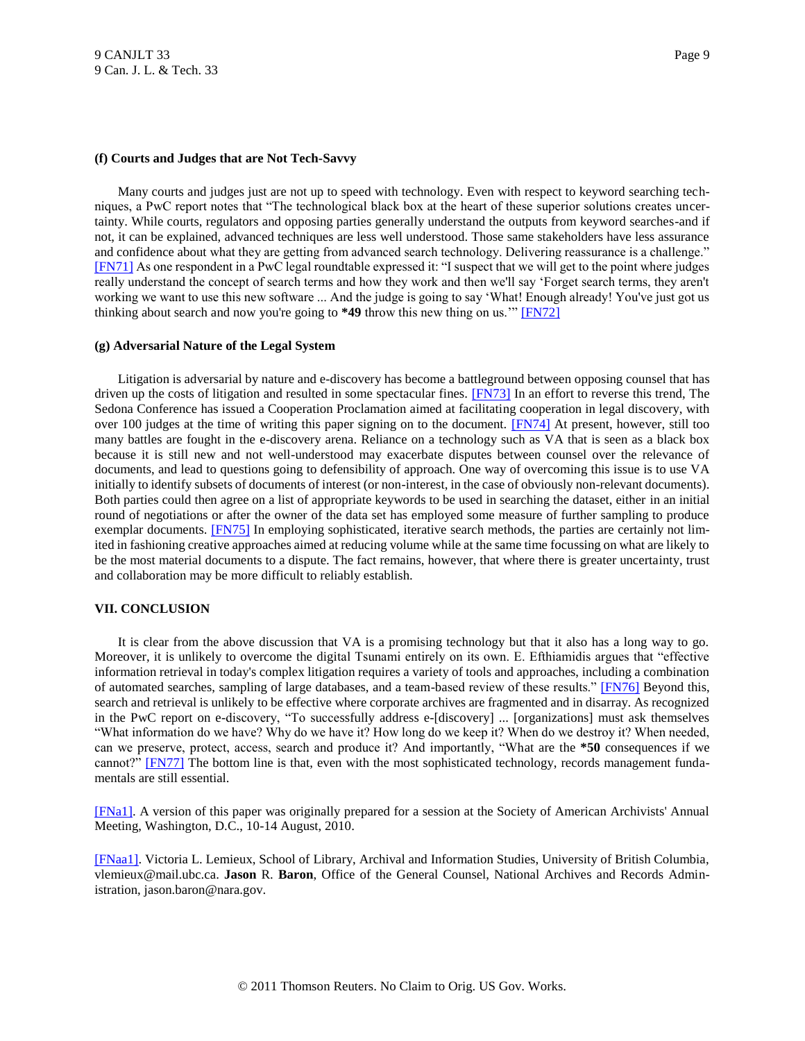### (f) Courts and Judges that are Not Tech-Savvy

Many courts and judges just are not up to speed with technology. Even with respect to keyword searching techniques, a PwC report notes that "The technological black box at the heart of these superior solutions creates uncertainty. While courts, regulators and opposing parties generally understand the outputs from keyword searches-and if not, it can be explained, advanced techniques are less well understood. Those same stakeholders have less assurance and confidence about what they are getting from advanced search technology. Delivering reassurance is a challenge." [FN71] As one respondent in a PwC legal roundtable expressed it: "I suspect that we will get to the point where judges really understand the concept of search terms and how they work and then we'll say 'Forget search terms, they aren't working we want to use this new software ... And the judge is going to say 'What! Enough already! You've just got us thinking about search and now you're going to **\*49** throw this new thing on us.'" [FN72]

### (g) Adversarial Nature of the Legal System

Litigation is adversarial by nature and e-discovery has become a battleground between opposing counsel that has driven up the costs of litigation and resulted in some spectacular fines. [FN73] In an effort to reverse this trend, The Sedona Conference has issued a Cooperation Proclamation aimed at facilitating cooperation in legal discovery, with over 100 judges at the time of writing this paper signing on to the document. [FN74] At present, however, still too many battles are fought in the e-discovery arena. Reliance on a technology such as VA that is seen as a black box because it is still new and not well-understood may exacerbate disputes between counsel over the relevance of documents, and lead to questions going to defensibility of approach. One way of overcoming this issue is to use VA initially to identify subsets of documents of interest (or non-interest, in the case of obviously non-relevant documents). Both parties could then agree on a list of appropriate keywords to be used in searching the dataset, either in an initial round of negotiations or after the owner of the data set has employed some measure of further sampling to produce exemplar documents. [FN75] In employing sophisticated, iterative search methods, the parties are certainly not limited in fashioning creative approaches aimed at reducing volume while at the same time focussing on what are likely to be the most material documents to a dispute. The fact remains, however, that where there is greater uncertainty, trust and collaboration may be more difficult to reliably establish.

## VII. CONCLUSION

It is clear from the above discussion that VA is a promising technology but that it also has a long way to go. Moreover, it is unlikely to overcome the digital Tsunami entirely on its own. E. Efthiamidis argues that "effective information retrieval in today's complex litigation requires a variety of tools and approaches, including a combination of automated searches, sampling of large databases, and a team-based review of these results." [FN76] Beyond this, search and retrieval is unlikely to be effective where corporate archives are fragmented and in disarray. As recognized in the PwC report on e-discovery, "To successfully address e-[discovery] ... [organizations] must ask themselves "What information do we have? Why do we have it? How long do we keep it? When do we destroy it? When needed, can we preserve, protect, access, search and produce it? And importantly, "What are the **\*50** consequences if we cannot?" [FN77] The bottom line is that, even with the most sophisticated technology, records management fundamentals are still essential.

[FNa1]. A version of this paper was originally prepared for a session at the Society of American Archivists' Annual Meeting, Washington, D.C., 10-14 August, 2010.

[FNaa1]. Victoria L. Lemieux, School of Library, Archival and Information Studies, University of British Columbia, vlemieux@mail.ubc.ca. **Jason** R. **Baron**, Office of the General Counsel, National Archives and Records Administration, jason.baron@nara.gov.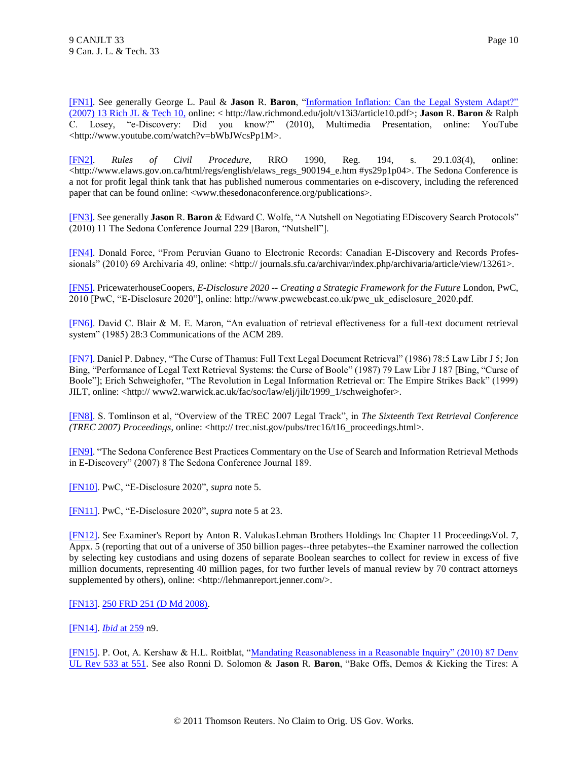[FN1]. See generally George L. Paul & **Jason** R. **Baron**, "Information Inflation: Can the Legal System Adapt?" (2007) 13 Rich JL & Tech 10, online: < http://law.richmond.edu/jolt/v13i3/article10.pdf>; **Jason** R. **Baron** & Ralph C. Losey, "e-Discovery: Did you know?" (2010), Multimedia Presentation, online: YouTube <http://www.youtube.com/watch?v=bWbJWcsPp1M>.

[FN2]. *Rules of Civil Procedure*, RRO 1990, Reg. 194, s. 29.1.03(4), online: <http://www.elaws.gov.on.ca/html/regs/english/elaws_regs_900194_e.htm #ys29p1p04>. The Sedona Conference is a not for profit legal think tank that has published numerous commentaries on e-discovery, including the referenced paper that can be found online: <www.thesedonaconference.org/publications>.

[FN3]. See generally **Jason** R. **Baron** & Edward C. Wolfe, "A Nutshell on Negotiating EDiscovery Search Protocols" (2010) 11 The Sedona Conference Journal 229 [Baron, "Nutshell"].

[FN4]. Donald Force, "From Peruvian Guano to Electronic Records: Canadian E-Discovery and Records Professionals" (2010) 69 Archivaria 49, online: <http:// journals.sfu.ca/archivar/index.php/archivaria/article/view/13261>.

[FN5]. PricewaterhouseCoopers, *E-Disclosure 2020 -- Creating a Strategic Framework for the Future* London, PwC, 2010 [PwC, "E-Disclosure 2020"], online: http://www.pwcwebcast.co.uk/pwc_uk_edisclosure_2020.pdf.

[FN6]. David C. Blair & M. E. Maron, "An evaluation of retrieval effectiveness for a full-text document retrieval system" (1985) 28:3 Communications of the ACM 289.

[FN7]. Daniel P. Dabney, "The Curse of Thamus: Full Text Legal Document Retrieval" (1986) 78:5 Law Libr J 5; Jon Bing, "Performance of Legal Text Retrieval Systems: the Curse of Boole" (1987) 79 Law Libr J 187 [Bing, "Curse of Boole"]; Erich Schweighofer, "The Revolution in Legal Information Retrieval or: The Empire Strikes Back" (1999) JILT, online: <http:// www2.warwick.ac.uk/fac/soc/law/elj/jilt/1999_1/schweighofer>.

[FN8]. S. Tomlinson et al, "Overview of the TREC 2007 Legal Track", in *The Sixteenth Text Retrieval Conference (TREC 2007) Proceedings*, online: <http:// trec.nist.gov/pubs/trec16/t16_proceedings.html>.

[FN9]. "The Sedona Conference Best Practices Commentary on the Use of Search and Information Retrieval Methods in E-Discovery" (2007) 8 The Sedona Conference Journal 189.

[FN10]. PwC, "E-Disclosure 2020", *supra* note 5.

[FN11]. PwC, "E-Disclosure 2020", *supra* note 5 at 23.

[FN12]. See Examiner's Report by Anton R. ValukasLehman Brothers Holdings Inc Chapter 11 ProceedingsVol. 7, Appx. 5 (reporting that out of a universe of 350 billion pages--three petabytes--the Examiner narrowed the collection by selecting key custodians and using dozens of separate Boolean searches to collect for review in excess of five million documents, representing 40 million pages, for two further levels of manual review by 70 contract attorneys supplemented by others), online: <http://lehmanreport.jenner.com/>.

[FN13]. 250 FRD 251 (D Md 2008).

[FN14]. *Ibid* at 259 n9.

[FN15]. P. Oot, A. Kershaw & H.L. Roitblat, "Mandating Reasonableness in a Reasonable Inquiry" (2010) 87 Denv UL Rev 533 at 551. See also Ronni D. Solomon & **Jason** R. **Baron**, "Bake Offs, Demos & Kicking the Tires: A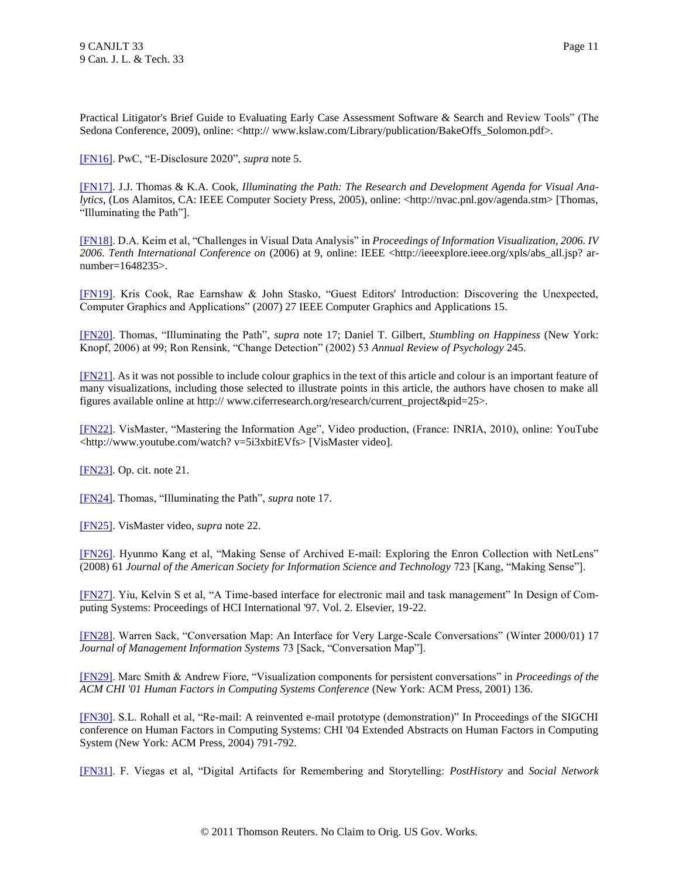Practical Litigator's Brief Guide to Evaluating Early Case Assessment Software & Search and Review Tools" (The Sedona Conference, 2009), online: <http:// www.kslaw.com/Library/publication/BakeOffs_Solomon.pdf>.

[FN16]. PwC, "E-Disclosure 2020", *supra* note 5.

[FN17]. J.J. Thomas & K.A. Cook, *Illuminating the Path: The Research and Development Agenda for Visual Analytics*, (Los Alamitos, CA: IEEE Computer Society Press, 2005), online: <http://nvac.pnl.gov/agenda.stm> [Thomas, "Illuminating the Path"].

[FN18]. D.A. Keim et al, "Challenges in Visual Data Analysis" in *Proceedings of Information Visualization, 2006. IV 2006. Tenth International Conference on* (2006) at 9, online: IEEE <http://ieeexplore.ieee.org/xpls/abs_all.jsp? arnumber=1648235>.

[FN19]. Kris Cook, Rae Earnshaw & John Stasko, "Guest Editors' Introduction: Discovering the Unexpected, Computer Graphics and Applications" (2007) 27 IEEE Computer Graphics and Applications 15.

[FN20]. Thomas, "Illuminating the Path", *supra* note 17; Daniel T. Gilbert, *Stumbling on Happiness* (New York: Knopf, 2006) at 99; Ron Rensink, "Change Detection" (2002) 53 *Annual Review of Psychology* 245.

[FN21]. As it was not possible to include colour graphics in the text of this article and colour is an important feature of many visualizations, including those selected to illustrate points in this article, the authors have chosen to make all figures available online at http:// www.ciferresearch.org/research/current_project&pid=25>.

[FN22]. VisMaster, "Mastering the Information Age", Video production, (France: INRIA, 2010), online: YouTube <http://www.youtube.com/watch? v=5i3xbitEVfs> [VisMaster video].

[FN23]. Op. cit. note 21.

[FN24]. Thomas, "Illuminating the Path", *supra* note 17.

[FN25]. VisMaster video, *supra* note 22.

[FN26]. Hyunmo Kang et al, "Making Sense of Archived E-mail: Exploring the Enron Collection with NetLens" (2008) 61 *Journal of the American Society for Information Science and Technology* 723 [Kang, "Making Sense"].

[FN27]. Yiu, Kelvin S et al, "A Time-based interface for electronic mail and task management" In Design of Computing Systems: Proceedings of HCI International '97. Vol. 2. Elsevier, 19-22.

[FN28]. Warren Sack, "Conversation Map: An Interface for Very Large-Scale Conversations" (Winter 2000/01) 17 *Journal of Management Information Systems* 73 [Sack, "Conversation Map"].

[FN29]. Marc Smith & Andrew Fiore, "Visualization components for persistent conversations" in *Proceedings of the ACM CHI '01 Human Factors in Computing Systems Conference* (New York: ACM Press, 2001) 136.

[FN30]. S.L. Rohall et al, "Re-mail: A reinvented e-mail prototype (demonstration)" In Proceedings of the SIGCHI conference on Human Factors in Computing Systems: CHI '04 Extended Abstracts on Human Factors in Computing System (New York: ACM Press, 2004) 791-792.

[FN31]. F. Viegas et al, "Digital Artifacts for Remembering and Storytelling: *PostHistory* and *Social Network*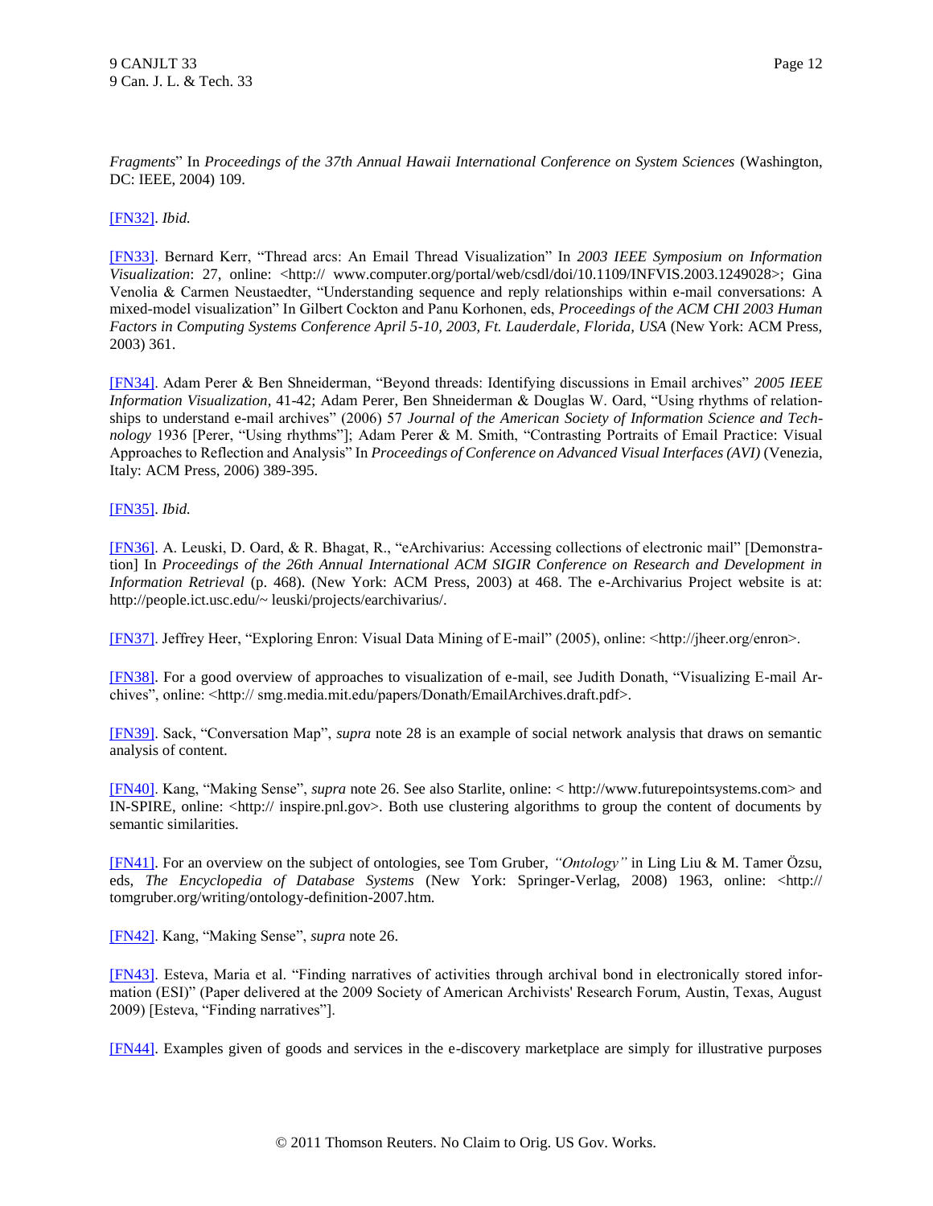*Fragments*" In *Proceedings of the 37th Annual Hawaii International Conference on System Sciences* (Washington, DC: IEEE, 2004) 109.

[FN32]. *Ibid.*

[FN33]. Bernard Kerr, "Thread arcs: An Email Thread Visualization" In *2003 IEEE Symposium on Information Visualization*: 27, online: <http:// www.computer.org/portal/web/csdl/doi/10.1109/INFVIS.2003.1249028>; Gina Venolia & Carmen Neustaedter, "Understanding sequence and reply relationships within e-mail conversations: A mixed-model visualization" In Gilbert Cockton and Panu Korhonen, eds, *Proceedings of the ACM CHI 2003 Human Factors in Computing Systems Conference April 5-10, 2003, Ft. Lauderdale, Florida, USA* (New York: ACM Press, 2003) 361.

[FN34]. Adam Perer & Ben Shneiderman, "Beyond threads: Identifying discussions in Email archives" *2005 IEEE Information Visualization*, 41-42; Adam Perer, Ben Shneiderman & Douglas W. Oard, "Using rhythms of relationships to understand e-mail archives" (2006) 57 *Journal of the American Society of Information Science and Technology* 1936 [Perer, "Using rhythms"]; Adam Perer & M. Smith, "Contrasting Portraits of Email Practice: Visual Approaches to Reflection and Analysis" In *Proceedings of Conference on Advanced Visual Interfaces (AVI)* (Venezia, Italy: ACM Press, 2006) 389-395.

[FN35]. *Ibid.*

[FN36]. A. Leuski, D. Oard, & R. Bhagat, R., "eArchivarius: Accessing collections of electronic mail" [Demonstration] In *Proceedings of the 26th Annual International ACM SIGIR Conference on Research and Development in Information Retrieval* (p. 468). (New York: ACM Press, 2003) at 468. The e-Archivarius Project website is at: http://people.ict.usc.edu/~ leuski/projects/earchivarius/.

[FN37]. Jeffrey Heer, "Exploring Enron: Visual Data Mining of E-mail" (2005), online: <http://jheer.org/enron>.

[FN38]. For a good overview of approaches to visualization of e-mail, see Judith Donath, "Visualizing E-mail Archives", online: <http:// smg.media.mit.edu/papers/Donath/EmailArchives.draft.pdf>.

[FN39]. Sack, "Conversation Map", *supra* note 28 is an example of social network analysis that draws on semantic analysis of content.

[FN40]. Kang, "Making Sense", *supra* note 26. See also Starlite, online: < http://www.futurepointsystems.com> and IN-SPIRE, online: <http:// inspire.pnl.gov>. Both use clustering algorithms to group the content of documents by semantic similarities.

[FN41]. For an overview on the subject of ontologies, see Tom Gruber, *"Ontology"* in Ling Liu & M. Tamer Özsu, eds, *The Encyclopedia of Database Systems* (New York: Springer-Verlag, 2008) 1963, online: <http:// tomgruber.org/writing/ontology-definition-2007.htm.

[FN42]. Kang, "Making Sense", *supra* note 26.

[FN43]. Esteva, Maria et al. "Finding narratives of activities through archival bond in electronically stored information (ESI)" (Paper delivered at the 2009 Society of American Archivists' Research Forum, Austin, Texas, August 2009) [Esteva, "Finding narratives"].

[FN44]. Examples given of goods and services in the e-discovery marketplace are simply for illustrative purposes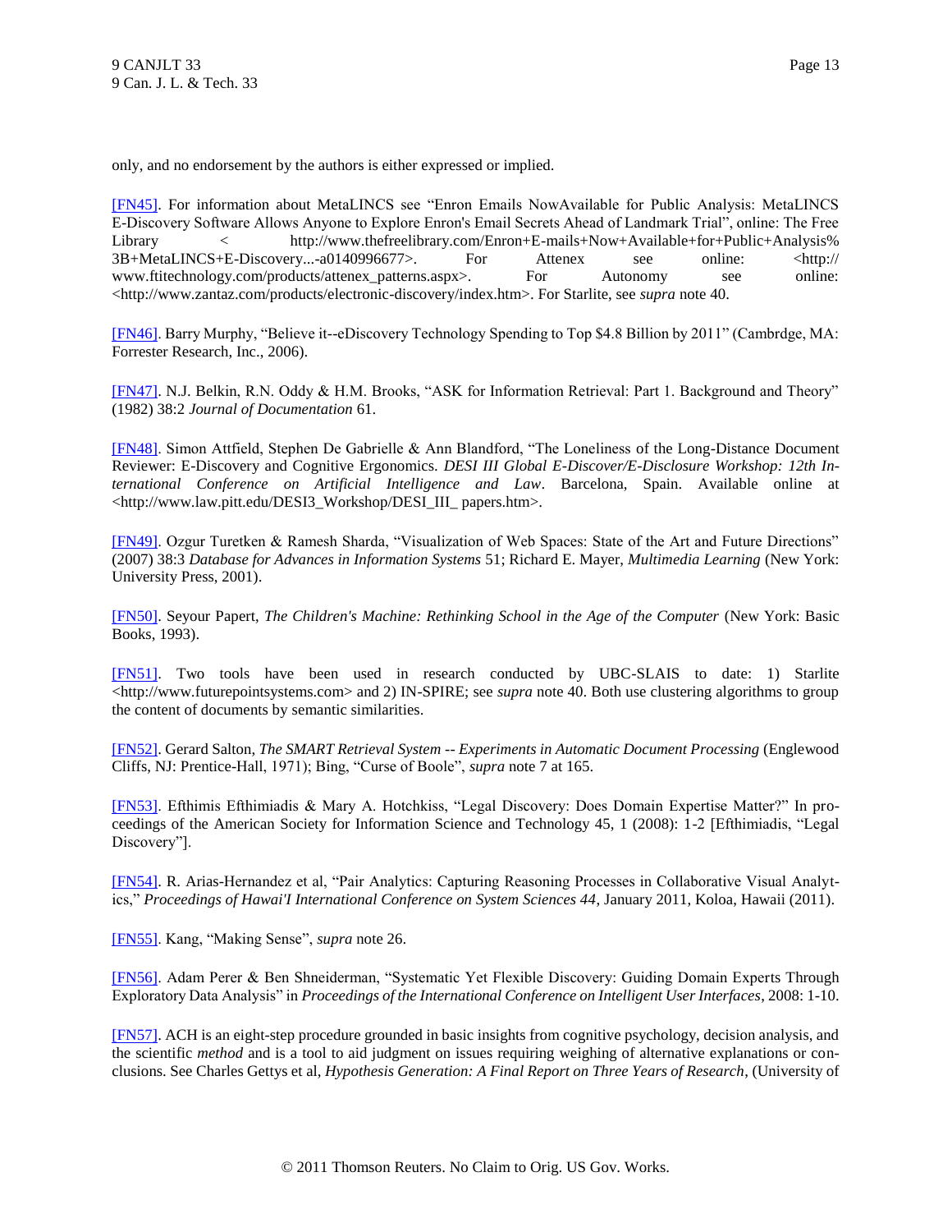only, and no endorsement by the authors is either expressed or implied.

[FN45]. For information about MetaLINCS see "Enron Emails NowAvailable for Public Analysis: MetaLINCS E-Discovery Software Allows Anyone to Explore Enron's Email Secrets Ahead of Landmark Trial", online: The Free Library < http://www.thefreelibrary.com/Enron+E-mails+Now+Available+for+Public+Analysis%3B+MetaLINCS+E-Discovery...-a0140996677>. For Attenex see online: <http://www.ftitechnology.com/products/attenex_patterns.aspx>. For Autonomy see online: <http://www.zantaz.com/products/electronic-discovery/index.htm>. For Starlite, see *supra* note 40.

[FN46]. Barry Murphy, "Believe it--eDiscovery Technology Spending to Top $4.8 Billion by 2011" (Cambrdge, MA: Forrester Research, Inc., 2006).

[FN47]. N.J. Belkin, R.N. Oddy & H.M. Brooks, "ASK for Information Retrieval: Part 1. Background and Theory" (1982) 38:2 *Journal of Documentation* 61.

[FN48]. Simon Attfield, Stephen De Gabrielle & Ann Blandford, "The Loneliness of the Long-Distance Document Reviewer: E-Discovery and Cognitive Ergonomics. *DESI III Global E-Discover/E-Disclosure Workshop: 12th International Conference on Artificial Intelligence and Law*. Barcelona, Spain. Available online at <http://www.law.pitt.edu/DESI3_Workshop/DESI_III_ papers.htm>.

[FN49]. Ozgur Turetken & Ramesh Sharda, "Visualization of Web Spaces: State of the Art and Future Directions" (2007) 38:3 *Database for Advances in Information Systems* 51; Richard E. Mayer, *Multimedia Learning* (New York: University Press, 2001).

[FN50]. Seyour Papert, *The Children's Machine: Rethinking School in the Age of the Computer* (New York: Basic Books, 1993).

[FN51]. Two tools have been used in research conducted by UBC-SLAIS to date: 1) Starlite <http://www.futurepointsystems.com> and 2) IN-SPIRE; see *supra* note 40. Both use clustering algorithms to group the content of documents by semantic similarities.

[FN52]. Gerard Salton, *The SMART Retrieval System -- Experiments in Automatic Document Processing* (Englewood Cliffs, NJ: Prentice-Hall, 1971); Bing, "Curse of Boole", *supra* note 7 at 165.

[FN53]. Efthimis Efthimiadis & Mary A. Hotchkiss, "Legal Discovery: Does Domain Expertise Matter?" In proceedings of the American Society for Information Science and Technology 45, 1 (2008): 1-2 [Efthimiadis, "Legal Discovery"].

[FN54]. R. Arias-Hernandez et al, "Pair Analytics: Capturing Reasoning Processes in Collaborative Visual Analytics," *Proceedings of Hawai'I International Conference on System Sciences 44*, January 2011, Koloa, Hawaii (2011).

[FN55]. Kang, "Making Sense", *supra* note 26.

[FN56]. Adam Perer & Ben Shneiderman, "Systematic Yet Flexible Discovery: Guiding Domain Experts Through Exploratory Data Analysis" in *Proceedings of the International Conference on Intelligent User Interfaces*, 2008: 1-10.

[FN57]. ACH is an eight-step procedure grounded in basic insights from cognitive psychology, decision analysis, and the scientific *method* and is a tool to aid judgment on issues requiring weighing of alternative explanations or conclusions. See Charles Gettys et al, *Hypothesis Generation: A Final Report on Three Years of Research*, (University of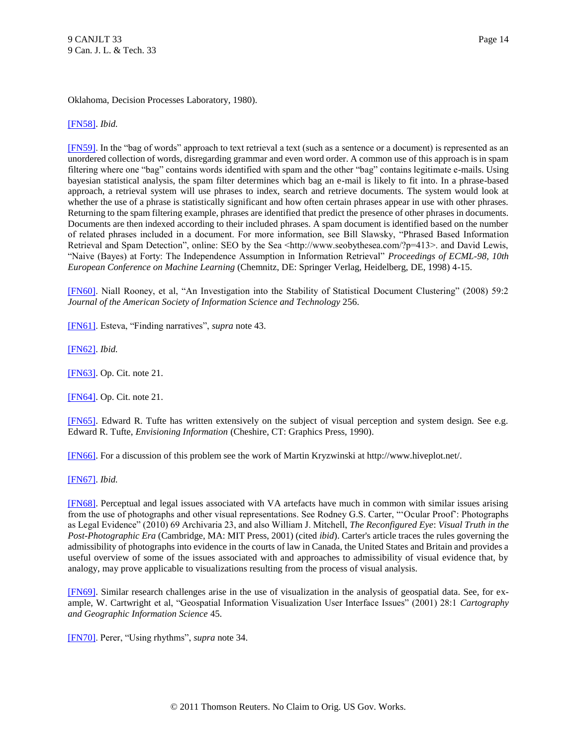Oklahoma, Decision Processes Laboratory, 1980).

[FN58]. *Ibid.*

[FN59]. In the "bag of words" approach to text retrieval a text (such as a sentence or a document) is represented as an unordered collection of words, disregarding grammar and even word order. A common use of this approach is in spam filtering where one "bag" contains words identified with spam and the other "bag" contains legitimate e-mails. Using bayesian statistical analysis, the spam filter determines which bag an e-mail is likely to fit into. In a phrase-based approach, a retrieval system will use phrases to index, search and retrieve documents. The system would look at whether the use of a phrase is statistically significant and how often certain phrases appear in use with other phrases. Returning to the spam filtering example, phrases are identified that predict the presence of other phrases in documents. Documents are then indexed according to their included phrases. A spam document is identified based on the number of related phrases included in a document. For more information, see Bill Slawsky, "Phrased Based Information Retrieval and Spam Detection", online: SEO by the Sea <http://www.seobythesea.com/?p=413>. and David Lewis, "Naive (Bayes) at Forty: The Independence Assumption in Information Retrieval" *Proceedings of ECML-98, 10th European Conference on Machine Learning* (Chemnitz, DE: Springer Verlag, Heidelberg, DE, 1998) 4-15.

[FN60]. Niall Rooney, et al, "An Investigation into the Stability of Statistical Document Clustering" (2008) 59:2 *Journal of the American Society of Information Science and Technology* 256.

[FN61]. Esteva, "Finding narratives", *supra* note 43.

[FN62]. *Ibid.*

[FN63]. Op. Cit. note 21.

[FN64]. Op. Cit. note 21.

[FN65]. Edward R. Tufte has written extensively on the subject of visual perception and system design. See e.g. Edward R. Tufte, *Envisioning Information* (Cheshire, CT: Graphics Press, 1990).

[FN66]. For a discussion of this problem see the work of Martin Kryzwinski at http://www.hiveplot.net/.

[FN67]. *Ibid.*

[FN68]. Perceptual and legal issues associated with VA artefacts have much in common with similar issues arising from the use of photographs and other visual representations. See Rodney G.S. Carter, "'Ocular Proof': Photographs as Legal Evidence" (2010) 69 Archivaria 23, and also William J. Mitchell, *The Reconfigured Eye*: *Visual Truth in the Post-Photographic Era* (Cambridge, MA: MIT Press, 2001) (cited *ibid*). Carter's article traces the rules governing the admissibility of photographs into evidence in the courts of law in Canada, the United States and Britain and provides a useful overview of some of the issues associated with and approaches to admissibility of visual evidence that, by analogy, may prove applicable to visualizations resulting from the process of visual analysis.

[FN69]. Similar research challenges arise in the use of visualization in the analysis of geospatial data. See, for example, W. Cartwright et al, "Geospatial Information Visualization User Interface Issues" (2001) 28:1 *Cartography and Geographic Information Science* 45.

[FN70]. Perer, "Using rhythms", *supra* note 34.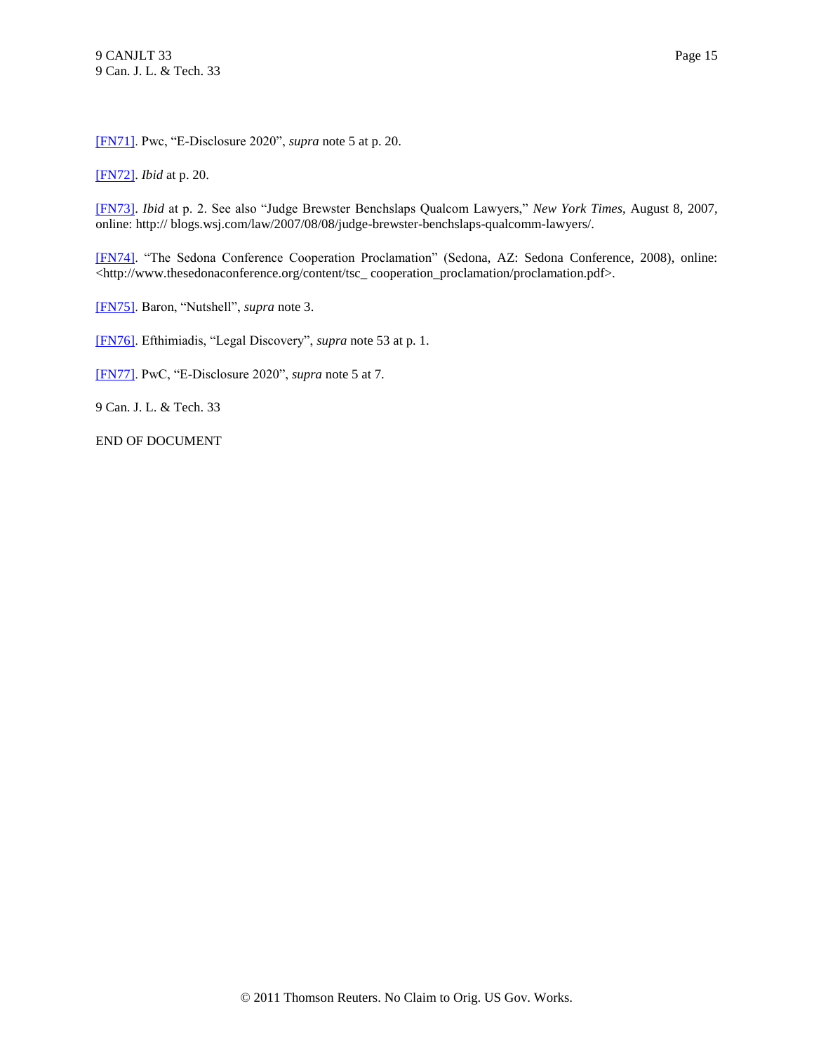[FN71]. Pwc, “E-Disclosure 2020”, *supra* note 5 at p. 20.

[FN72]. *Ibid* at p. 20.

[FN73]. *Ibid* at p. 2. See also “Judge Brewster Benchslaps Qualcom Lawyers,” *New York Times*, August 8, 2007, online: http:// blogs.wsj.com/law/2007/08/08/judge-brewster-benchslaps-qualcomm-lawyers/.

[FN74]. “The Sedona Conference Cooperation Proclamation” (Sedona, AZ: Sedona Conference, 2008), online: <http://www.thesedonaconference.org/content/tsc_ cooperation_proclamation/proclamation.pdf>.

[FN75]. Baron, “Nutshell”, *supra* note 3.

[FN76]. Efthimiadis, “Legal Discovery”, *supra* note 53 at p. 1.

[FN77]. PwC, “E-Disclosure 2020”, *supra* note 5 at 7.

9 Can. J. L. & Tech. 33

END OF DOCUMENT